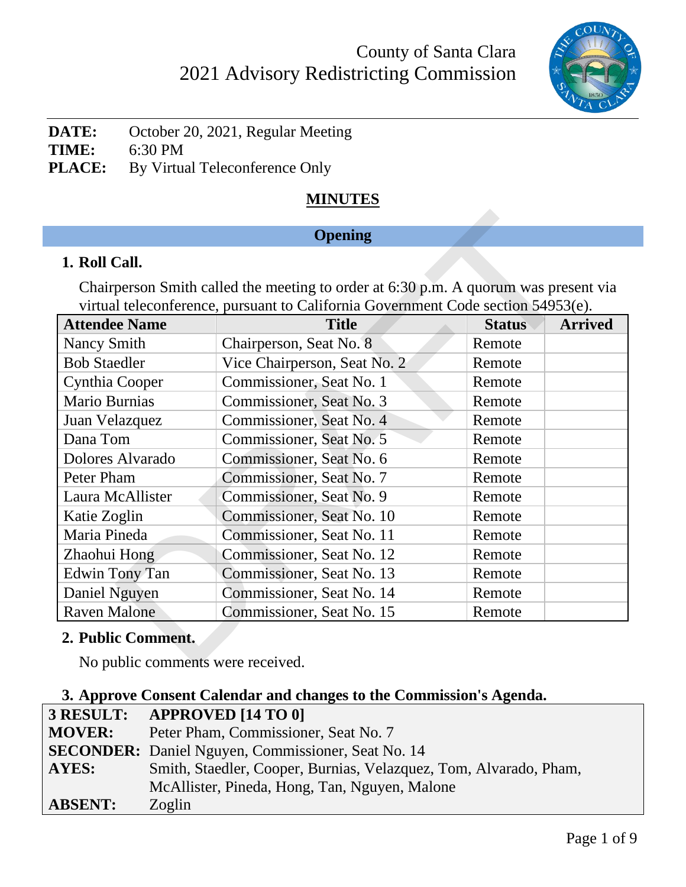# County of Santa Clara
# 2021 Advisory Redistricting Commission

**DATE:** October 20, 2021, Regular Meeting
**TIME:** 6:30 PM
**PLACE:** By Virtual Teleconference Only

## MINUTES

## Opening

### 1. Roll Call.

Chairperson Smith called the meeting to order at 6:30 p.m. A quorum was present via virtual teleconference, pursuant to California Government Code section 54953(e).

| Attendee Name | Title | Status | Arrived |
|---|---|---|---|
| Nancy Smith | Chairperson, Seat No. 8 | Remote | |
| Bob Staedler | Vice Chairperson, Seat No. 2 | Remote | |
| Cynthia Cooper | Commissioner, Seat No. 1 | Remote | |
| Mario Burnias | Commissioner, Seat No. 3 | Remote | |
| Juan Velazquez | Commissioner, Seat No. 4 | Remote | |
| Dana Tom | Commissioner, Seat No. 5 | Remote | |
| Dolores Alvarado | Commissioner, Seat No. 6 | Remote | |
| Peter Pham | Commissioner, Seat No. 7 | Remote | |
| Laura McAllister | Commissioner, Seat No. 9 | Remote | |
| Katie Zoglin | Commissioner, Seat No. 10 | Remote | |
| Maria Pineda | Commissioner, Seat No. 11 | Remote | |
| Zhaohui Hong | Commissioner, Seat No. 12 | Remote | |
| Edwin Tony Tan | Commissioner, Seat No. 13 | Remote | |
| Daniel Nguyen | Commissioner, Seat No. 14 | Remote | |
| Raven Malone | Commissioner, Seat No. 15 | Remote | |

### 2. Public Comment.

No public comments were received.

### 3. Approve Consent Calendar and changes to the Commission's Agenda.

| | |
|---|---|
| **3 RESULT:** | **APPROVED [14 TO 0]** |
| **MOVER:** | Peter Pham, Commissioner, Seat No. 7 |
| **SECONDER:** | Daniel Nguyen, Commissioner, Seat No. 14 |
| **AYES:** | Smith, Staedler, Cooper, Burnias, Velazquez, Tom, Alvarado, Pham, McAllister, Pineda, Hong, Tan, Nguyen, Malone |
| **ABSENT:** | Zoglin |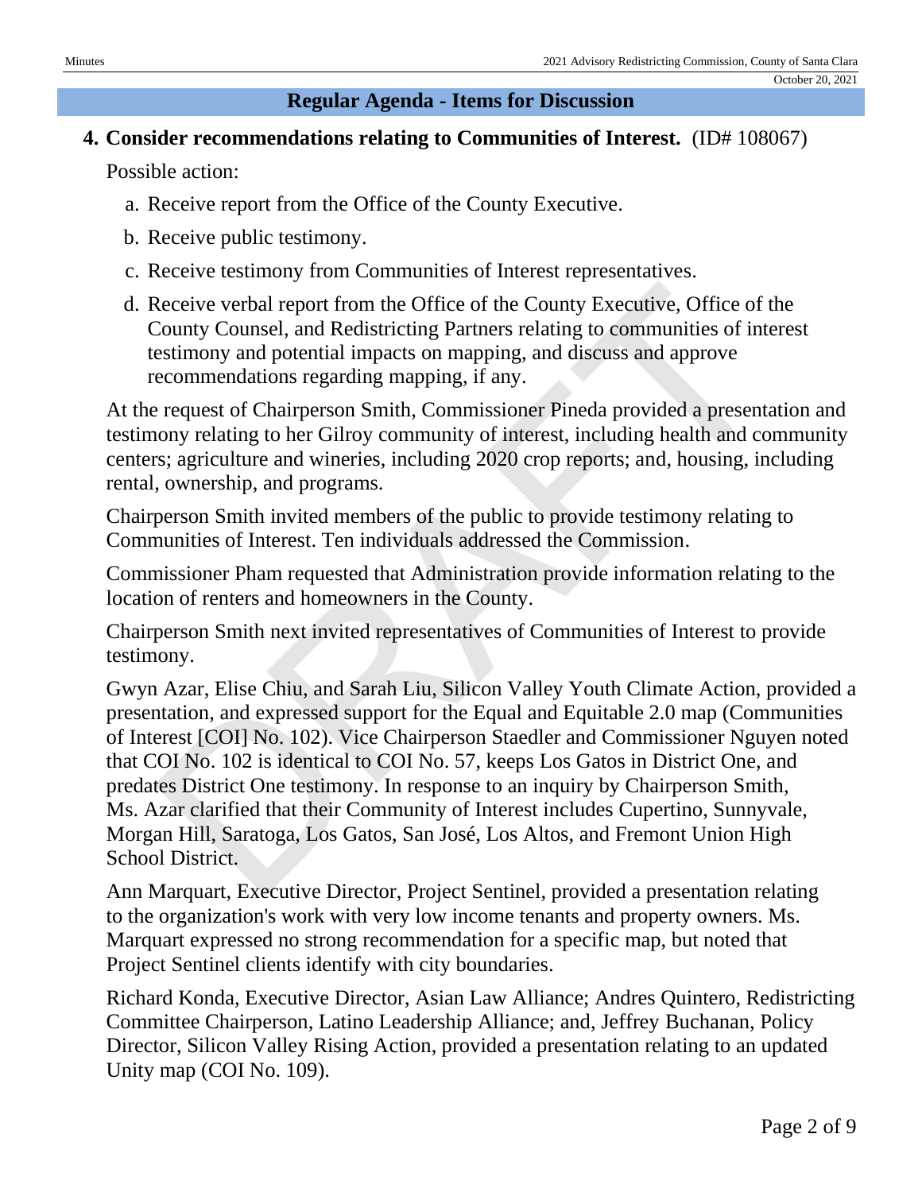## Regular Agenda - Items for Discussion

**4. Consider recommendations relating to Communities of Interest.** (ID# 108067)

Possible action:

a. Receive report from the Office of the County Executive.

b. Receive public testimony.

c. Receive testimony from Communities of Interest representatives.

d. Receive verbal report from the Office of the County Executive, Office of the County Counsel, and Redistricting Partners relating to communities of interest testimony and potential impacts on mapping, and discuss and approve recommendations regarding mapping, if any.

At the request of Chairperson Smith, Commissioner Pineda provided a presentation and testimony relating to her Gilroy community of interest, including health and community centers; agriculture and wineries, including 2020 crop reports; and, housing, including rental, ownership, and programs.

Chairperson Smith invited members of the public to provide testimony relating to Communities of Interest. Ten individuals addressed the Commission.

Commissioner Pham requested that Administration provide information relating to the location of renters and homeowners in the County.

Chairperson Smith next invited representatives of Communities of Interest to provide testimony.

Gwyn Azar, Elise Chiu, and Sarah Liu, Silicon Valley Youth Climate Action, provided a presentation, and expressed support for the Equal and Equitable 2.0 map (Communities of Interest [COI] No. 102). Vice Chairperson Staedler and Commissioner Nguyen noted that COI No. 102 is identical to COI No. 57, keeps Los Gatos in District One, and predates District One testimony. In response to an inquiry by Chairperson Smith, Ms. Azar clarified that their Community of Interest includes Cupertino, Sunnyvale, Morgan Hill, Saratoga, Los Gatos, San José, Los Altos, and Fremont Union High School District.

Ann Marquart, Executive Director, Project Sentinel, provided a presentation relating to the organization's work with very low income tenants and property owners. Ms. Marquart expressed no strong recommendation for a specific map, but noted that Project Sentinel clients identify with city boundaries.

Richard Konda, Executive Director, Asian Law Alliance; Andres Quintero, Redistricting Committee Chairperson, Latino Leadership Alliance; and, Jeffrey Buchanan, Policy Director, Silicon Valley Rising Action, provided a presentation relating to an updated Unity map (COI No. 109).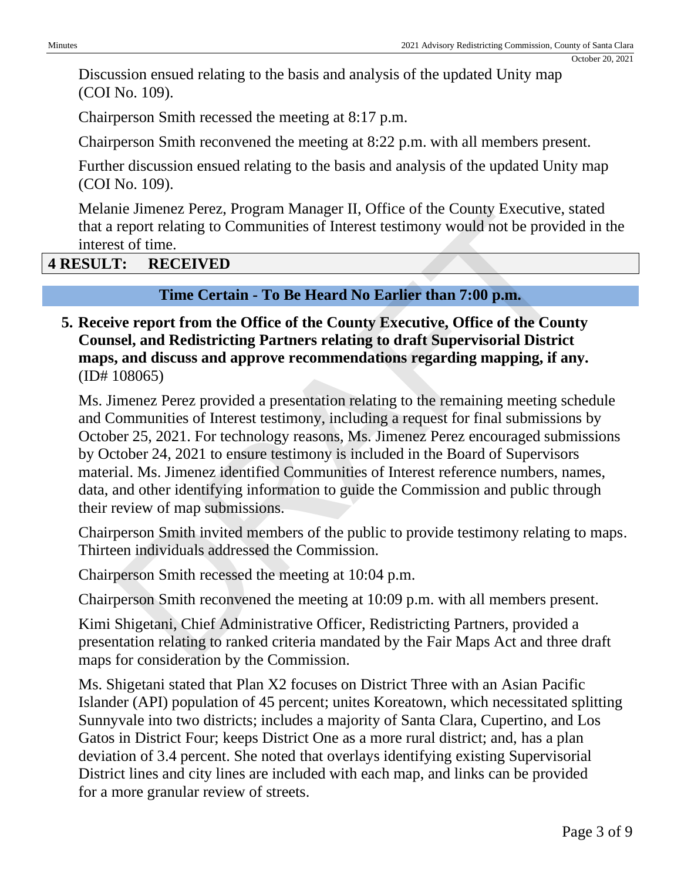Discussion ensued relating to the basis and analysis of the updated Unity map (COI No. 109).

Chairperson Smith recessed the meeting at 8:17 p.m.

Chairperson Smith reconvened the meeting at 8:22 p.m. with all members present.

Further discussion ensued relating to the basis and analysis of the updated Unity map (COI No. 109).

Melanie Jimenez Perez, Program Manager II, Office of the County Executive, stated that a report relating to Communities of Interest testimony would not be provided in the interest of time.

**4 RESULT: RECEIVED**

## Time Certain - To Be Heard No Earlier than 7:00 p.m.

**5. Receive report from the Office of the County Executive, Office of the County Counsel, and Redistricting Partners relating to draft Supervisorial District maps, and discuss and approve recommendations regarding mapping, if any.** (ID# 108065)

Ms. Jimenez Perez provided a presentation relating to the remaining meeting schedule and Communities of Interest testimony, including a request for final submissions by October 25, 2021. For technology reasons, Ms. Jimenez Perez encouraged submissions by October 24, 2021 to ensure testimony is included in the Board of Supervisors material. Ms. Jimenez identified Communities of Interest reference numbers, names, data, and other identifying information to guide the Commission and public through their review of map submissions.

Chairperson Smith invited members of the public to provide testimony relating to maps. Thirteen individuals addressed the Commission.

Chairperson Smith recessed the meeting at 10:04 p.m.

Chairperson Smith reconvened the meeting at 10:09 p.m. with all members present.

Kimi Shigetani, Chief Administrative Officer, Redistricting Partners, provided a presentation relating to ranked criteria mandated by the Fair Maps Act and three draft maps for consideration by the Commission.

Ms. Shigetani stated that Plan X2 focuses on District Three with an Asian Pacific Islander (API) population of 45 percent; unites Koreatown, which necessitated splitting Sunnyvale into two districts; includes a majority of Santa Clara, Cupertino, and Los Gatos in District Four; keeps District One as a more rural district; and, has a plan deviation of 3.4 percent. She noted that overlays identifying existing Supervisorial District lines and city lines are included with each map, and links can be provided for a more granular review of streets.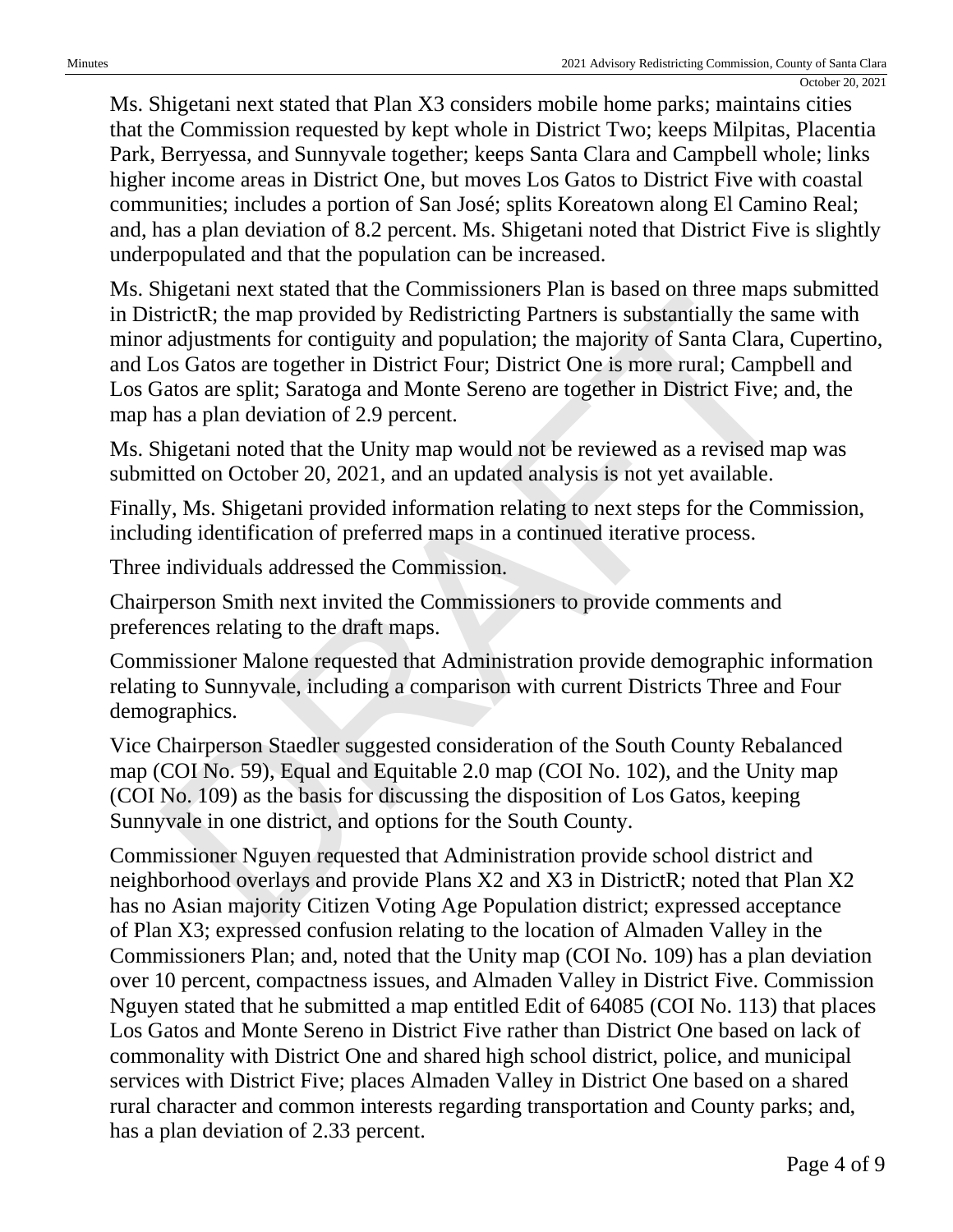Ms. Shigetani next stated that Plan X3 considers mobile home parks; maintains cities that the Commission requested by kept whole in District Two; keeps Milpitas, Placentia Park, Berryessa, and Sunnyvale together; keeps Santa Clara and Campbell whole; links higher income areas in District One, but moves Los Gatos to District Five with coastal communities; includes a portion of San José; splits Koreatown along El Camino Real; and, has a plan deviation of 8.2 percent. Ms. Shigetani noted that District Five is slightly underpopulated and that the population can be increased.

Ms. Shigetani next stated that the Commissioners Plan is based on three maps submitted in DistrictR; the map provided by Redistricting Partners is substantially the same with minor adjustments for contiguity and population; the majority of Santa Clara, Cupertino, and Los Gatos are together in District Four; District One is more rural; Campbell and Los Gatos are split; Saratoga and Monte Sereno are together in District Five; and, the map has a plan deviation of 2.9 percent.

Ms. Shigetani noted that the Unity map would not be reviewed as a revised map was submitted on October 20, 2021, and an updated analysis is not yet available.

Finally, Ms. Shigetani provided information relating to next steps for the Commission, including identification of preferred maps in a continued iterative process.

Three individuals addressed the Commission.

Chairperson Smith next invited the Commissioners to provide comments and preferences relating to the draft maps.

Commissioner Malone requested that Administration provide demographic information relating to Sunnyvale, including a comparison with current Districts Three and Four demographics.

Vice Chairperson Staedler suggested consideration of the South County Rebalanced map (COI No. 59), Equal and Equitable 2.0 map (COI No. 102), and the Unity map (COI No. 109) as the basis for discussing the disposition of Los Gatos, keeping Sunnyvale in one district, and options for the South County.

Commissioner Nguyen requested that Administration provide school district and neighborhood overlays and provide Plans X2 and X3 in DistrictR; noted that Plan X2 has no Asian majority Citizen Voting Age Population district; expressed acceptance of Plan X3; expressed confusion relating to the location of Almaden Valley in the Commissioners Plan; and, noted that the Unity map (COI No. 109) has a plan deviation over 10 percent, compactness issues, and Almaden Valley in District Five. Commission Nguyen stated that he submitted a map entitled Edit of 64085 (COI No. 113) that places Los Gatos and Monte Sereno in District Five rather than District One based on lack of commonality with District One and shared high school district, police, and municipal services with District Five; places Almaden Valley in District One based on a shared rural character and common interests regarding transportation and County parks; and, has a plan deviation of 2.33 percent.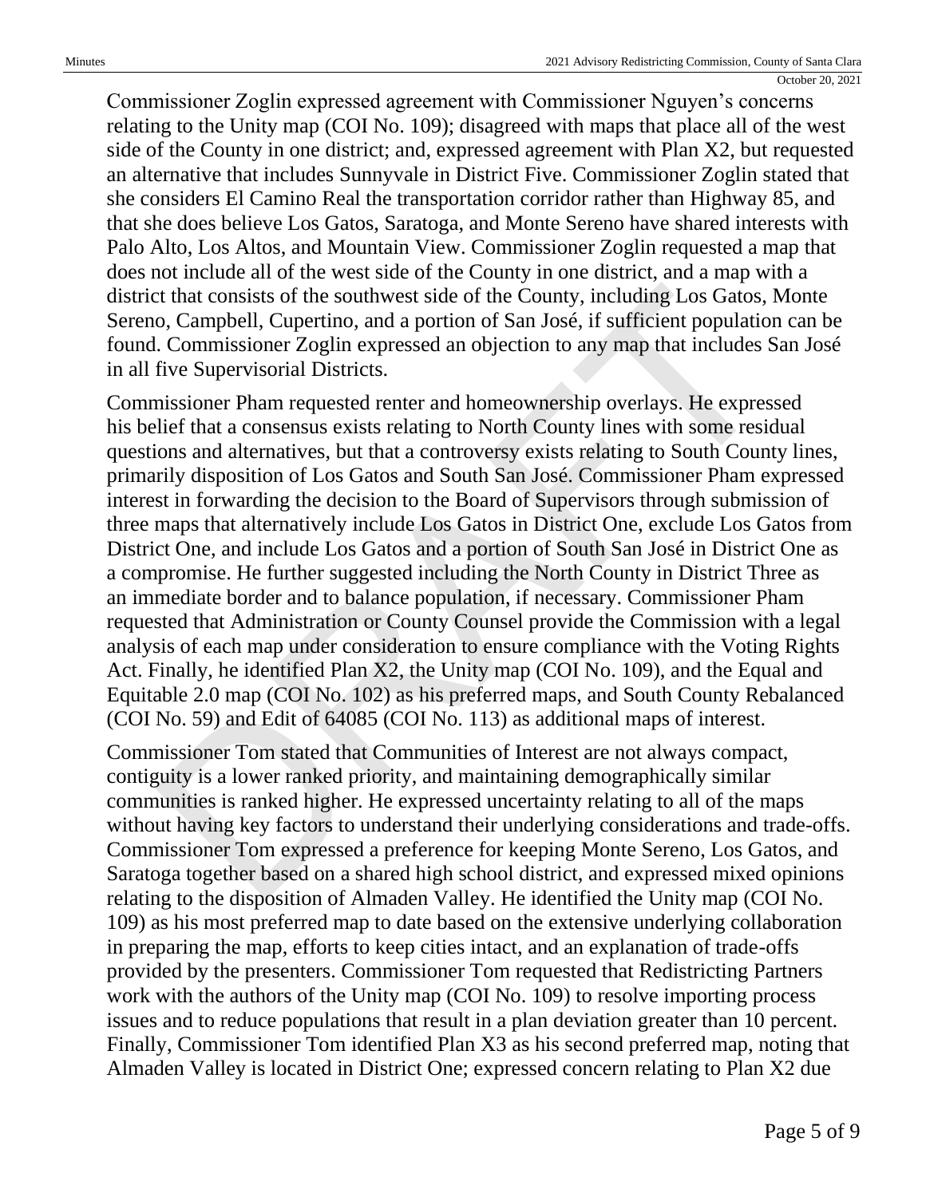Commissioner Zoglin expressed agreement with Commissioner Nguyen's concerns relating to the Unity map (COI No. 109); disagreed with maps that place all of the west side of the County in one district; and, expressed agreement with Plan X2, but requested an alternative that includes Sunnyvale in District Five. Commissioner Zoglin stated that she considers El Camino Real the transportation corridor rather than Highway 85, and that she does believe Los Gatos, Saratoga, and Monte Sereno have shared interests with Palo Alto, Los Altos, and Mountain View. Commissioner Zoglin requested a map that does not include all of the west side of the County in one district, and a map with a district that consists of the southwest side of the County, including Los Gatos, Monte Sereno, Campbell, Cupertino, and a portion of San José, if sufficient population can be found. Commissioner Zoglin expressed an objection to any map that includes San José in all five Supervisorial Districts.

Commissioner Pham requested renter and homeownership overlays. He expressed his belief that a consensus exists relating to North County lines with some residual questions and alternatives, but that a controversy exists relating to South County lines, primarily disposition of Los Gatos and South San José. Commissioner Pham expressed interest in forwarding the decision to the Board of Supervisors through submission of three maps that alternatively include Los Gatos in District One, exclude Los Gatos from District One, and include Los Gatos and a portion of South San José in District One as a compromise. He further suggested including the North County in District Three as an immediate border and to balance population, if necessary. Commissioner Pham requested that Administration or County Counsel provide the Commission with a legal analysis of each map under consideration to ensure compliance with the Voting Rights Act. Finally, he identified Plan X2, the Unity map (COI No. 109), and the Equal and Equitable 2.0 map (COI No. 102) as his preferred maps, and South County Rebalanced (COI No. 59) and Edit of 64085 (COI No. 113) as additional maps of interest.

Commissioner Tom stated that Communities of Interest are not always compact, contiguity is a lower ranked priority, and maintaining demographically similar communities is ranked higher. He expressed uncertainty relating to all of the maps without having key factors to understand their underlying considerations and trade-offs. Commissioner Tom expressed a preference for keeping Monte Sereno, Los Gatos, and Saratoga together based on a shared high school district, and expressed mixed opinions relating to the disposition of Almaden Valley. He identified the Unity map (COI No. 109) as his most preferred map to date based on the extensive underlying collaboration in preparing the map, efforts to keep cities intact, and an explanation of trade-offs provided by the presenters. Commissioner Tom requested that Redistricting Partners work with the authors of the Unity map (COI No. 109) to resolve importing process issues and to reduce populations that result in a plan deviation greater than 10 percent. Finally, Commissioner Tom identified Plan X3 as his second preferred map, noting that Almaden Valley is located in District One; expressed concern relating to Plan X2 due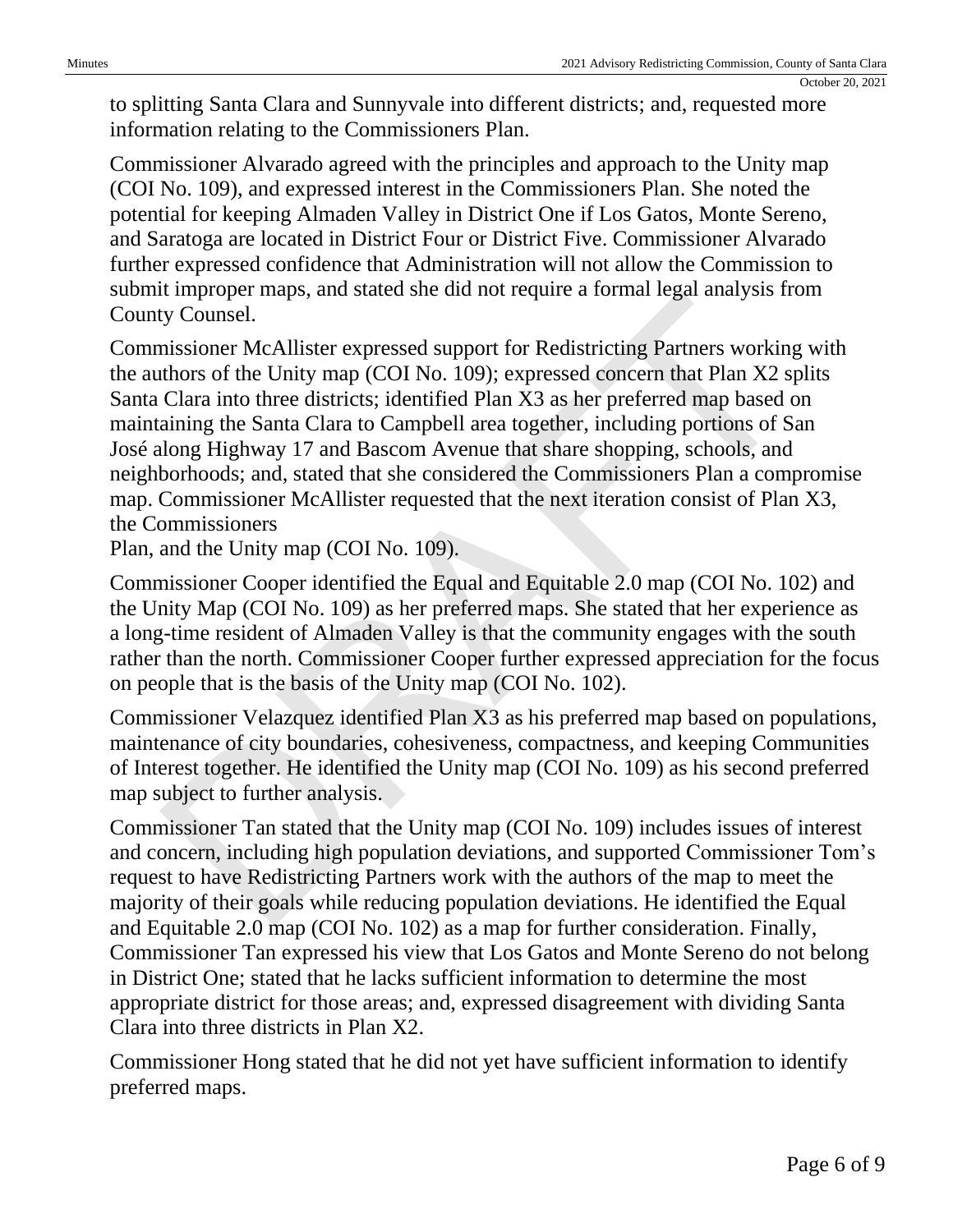to splitting Santa Clara and Sunnyvale into different districts; and, requested more information relating to the Commissioners Plan.

Commissioner Alvarado agreed with the principles and approach to the Unity map (COI No. 109), and expressed interest in the Commissioners Plan. She noted the potential for keeping Almaden Valley in District One if Los Gatos, Monte Sereno, and Saratoga are located in District Four or District Five. Commissioner Alvarado further expressed confidence that Administration will not allow the Commission to submit improper maps, and stated she did not require a formal legal analysis from County Counsel.

Commissioner McAllister expressed support for Redistricting Partners working with the authors of the Unity map (COI No. 109); expressed concern that Plan X2 splits Santa Clara into three districts; identified Plan X3 as her preferred map based on maintaining the Santa Clara to Campbell area together, including portions of San José along Highway 17 and Bascom Avenue that share shopping, schools, and neighborhoods; and, stated that she considered the Commissioners Plan a compromise map. Commissioner McAllister requested that the next iteration consist of Plan X3, the Commissioners Plan, and the Unity map (COI No. 109).

Commissioner Cooper identified the Equal and Equitable 2.0 map (COI No. 102) and the Unity Map (COI No. 109) as her preferred maps. She stated that her experience as a long-time resident of Almaden Valley is that the community engages with the south rather than the north. Commissioner Cooper further expressed appreciation for the focus on people that is the basis of the Unity map (COI No. 102).

Commissioner Velazquez identified Plan X3 as his preferred map based on populations, maintenance of city boundaries, cohesiveness, compactness, and keeping Communities of Interest together. He identified the Unity map (COI No. 109) as his second preferred map subject to further analysis.

Commissioner Tan stated that the Unity map (COI No. 109) includes issues of interest and concern, including high population deviations, and supported Commissioner Tom's request to have Redistricting Partners work with the authors of the map to meet the majority of their goals while reducing population deviations. He identified the Equal and Equitable 2.0 map (COI No. 102) as a map for further consideration. Finally, Commissioner Tan expressed his view that Los Gatos and Monte Sereno do not belong in District One; stated that he lacks sufficient information to determine the most appropriate district for those areas; and, expressed disagreement with dividing Santa Clara into three districts in Plan X2.

Commissioner Hong stated that he did not yet have sufficient information to identify preferred maps.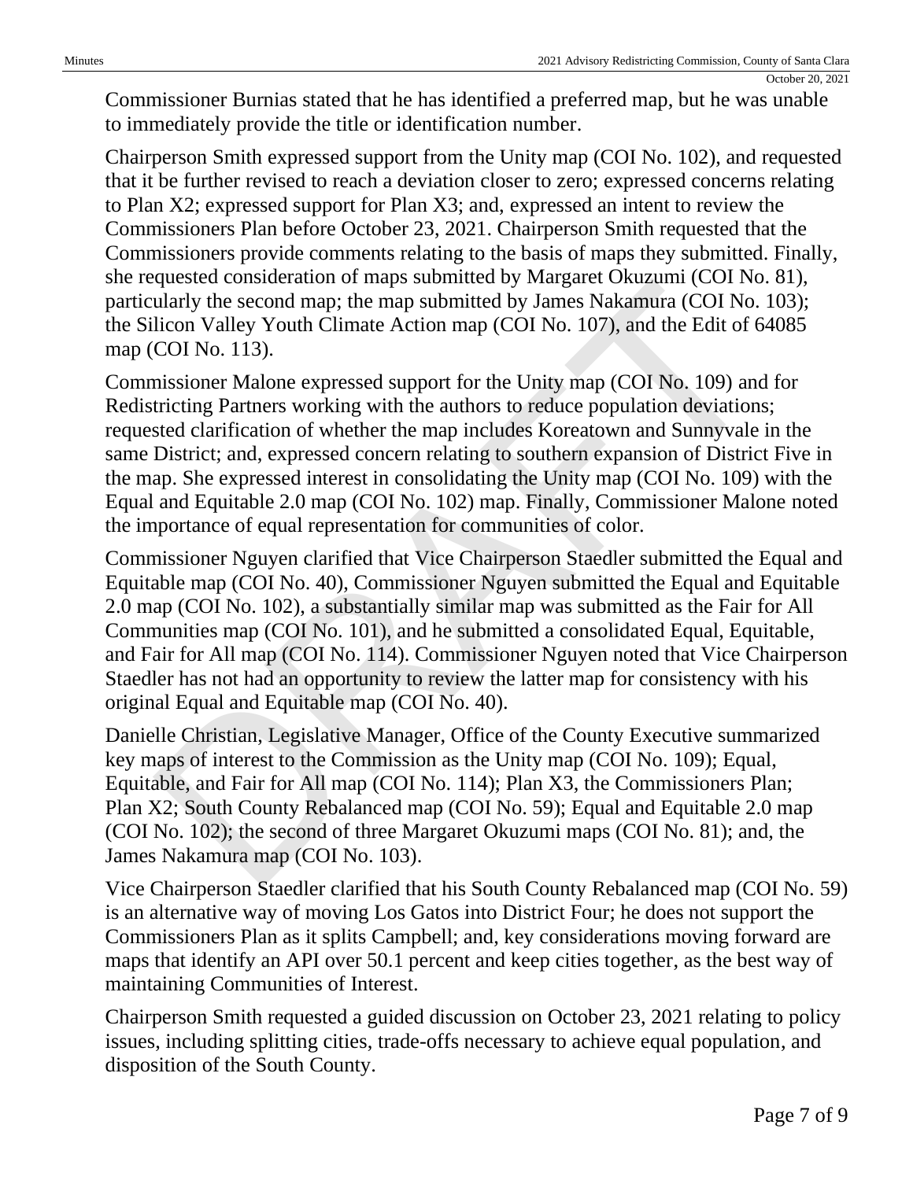Commissioner Burnias stated that he has identified a preferred map, but he was unable to immediately provide the title or identification number.

Chairperson Smith expressed support from the Unity map (COI No. 102), and requested that it be further revised to reach a deviation closer to zero; expressed concerns relating to Plan X2; expressed support for Plan X3; and, expressed an intent to review the Commissioners Plan before October 23, 2021. Chairperson Smith requested that the Commissioners provide comments relating to the basis of maps they submitted. Finally, she requested consideration of maps submitted by Margaret Okuzumi (COI No. 81), particularly the second map; the map submitted by James Nakamura (COI No. 103); the Silicon Valley Youth Climate Action map (COI No. 107), and the Edit of 64085 map (COI No. 113).

Commissioner Malone expressed support for the Unity map (COI No. 109) and for Redistricting Partners working with the authors to reduce population deviations; requested clarification of whether the map includes Koreatown and Sunnyvale in the same District; and, expressed concern relating to southern expansion of District Five in the map. She expressed interest in consolidating the Unity map (COI No. 109) with the Equal and Equitable 2.0 map (COI No. 102) map. Finally, Commissioner Malone noted the importance of equal representation for communities of color.

Commissioner Nguyen clarified that Vice Chairperson Staedler submitted the Equal and Equitable map (COI No. 40), Commissioner Nguyen submitted the Equal and Equitable 2.0 map (COI No. 102), a substantially similar map was submitted as the Fair for All Communities map (COI No. 101), and he submitted a consolidated Equal, Equitable, and Fair for All map (COI No. 114). Commissioner Nguyen noted that Vice Chairperson Staedler has not had an opportunity to review the latter map for consistency with his original Equal and Equitable map (COI No. 40).

Danielle Christian, Legislative Manager, Office of the County Executive summarized key maps of interest to the Commission as the Unity map (COI No. 109); Equal, Equitable, and Fair for All map (COI No. 114); Plan X3, the Commissioners Plan; Plan X2; South County Rebalanced map (COI No. 59); Equal and Equitable 2.0 map (COI No. 102); the second of three Margaret Okuzumi maps (COI No. 81); and, the James Nakamura map (COI No. 103).

Vice Chairperson Staedler clarified that his South County Rebalanced map (COI No. 59) is an alternative way of moving Los Gatos into District Four; he does not support the Commissioners Plan as it splits Campbell; and, key considerations moving forward are maps that identify an API over 50.1 percent and keep cities together, as the best way of maintaining Communities of Interest.

Chairperson Smith requested a guided discussion on October 23, 2021 relating to policy issues, including splitting cities, trade-offs necessary to achieve equal population, and disposition of the South County.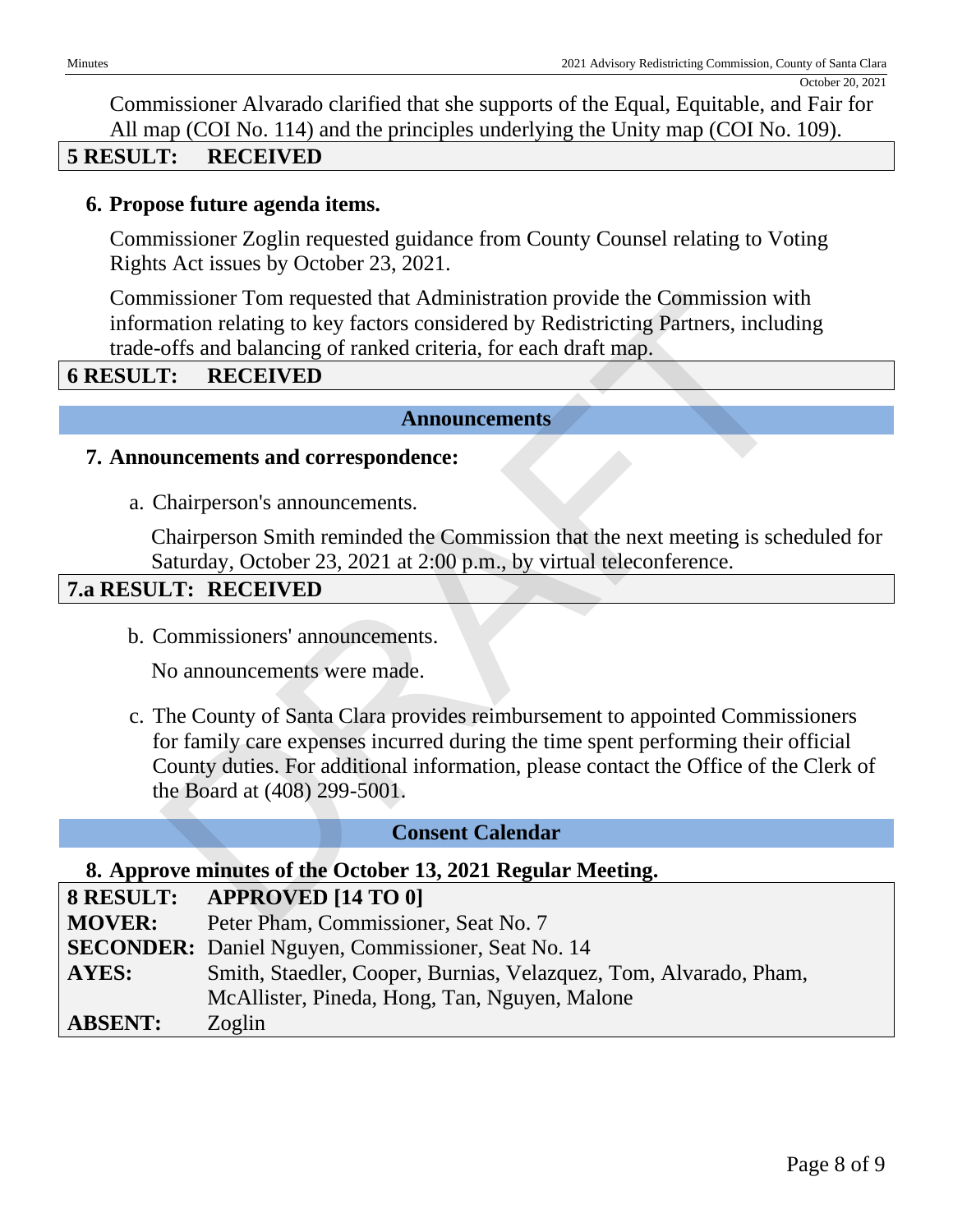Commissioner Alvarado clarified that she supports of the Equal, Equitable, and Fair for All map (COI No. 114) and the principles underlying the Unity map (COI No. 109).

| **5 RESULT:** | **RECEIVED** |
|---|---|

**6. Propose future agenda items.**

Commissioner Zoglin requested guidance from County Counsel relating to Voting Rights Act issues by October 23, 2021.

Commissioner Tom requested that Administration provide the Commission with information relating to key factors considered by Redistricting Partners, including trade-offs and balancing of ranked criteria, for each draft map.

| **6 RESULT:** | **RECEIVED** |
|---|---|

## Announcements

**7. Announcements and correspondence:**

a. Chairperson's announcements.

Chairperson Smith reminded the Commission that the next meeting is scheduled for Saturday, October 23, 2021 at 2:00 p.m., by virtual teleconference.

| **7.a RESULT:** | **RECEIVED** |
|---|---|

b. Commissioners' announcements.

No announcements were made.

c. The County of Santa Clara provides reimbursement to appointed Commissioners for family care expenses incurred during the time spent performing their official County duties. For additional information, please contact the Office of the Clerk of the Board at (408) 299-5001.

## Consent Calendar

**8. Approve minutes of the October 13, 2021 Regular Meeting.**

| **8 RESULT:** | **APPROVED [14 TO 0]** |
|---|---|
| **MOVER:** | Peter Pham, Commissioner, Seat No. 7 |
| **SECONDER:** | Daniel Nguyen, Commissioner, Seat No. 14 |
| **AYES:** | Smith, Staedler, Cooper, Burnias, Velazquez, Tom, Alvarado, Pham, McAllister, Pineda, Hong, Tan, Nguyen, Malone |
| **ABSENT:** | Zoglin |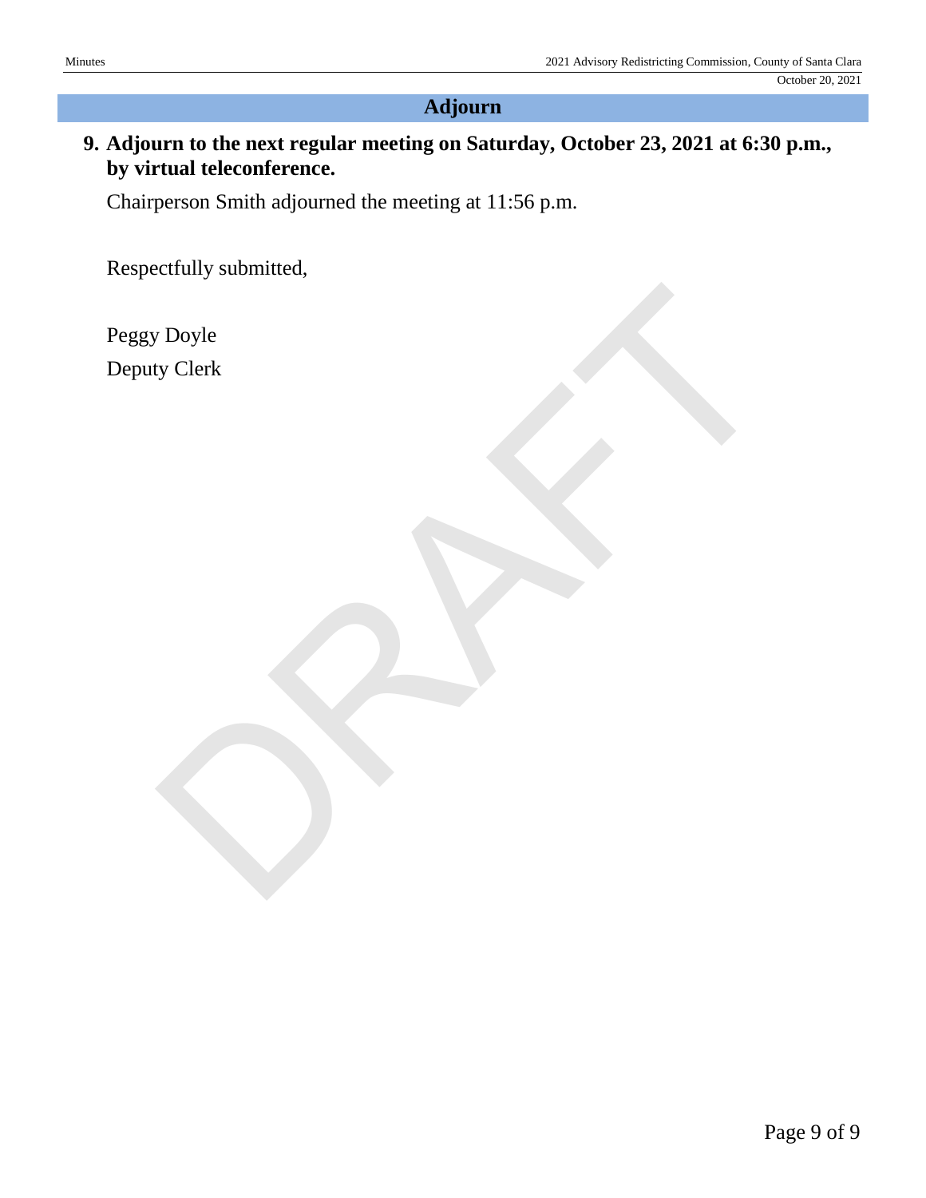## Adjourn

**9. Adjourn to the next regular meeting on Saturday, October 23, 2021 at 6:30 p.m., by virtual teleconference.**

Chairperson Smith adjourned the meeting at 11:56 p.m.

Respectfully submitted,

Peggy Doyle
Deputy Clerk